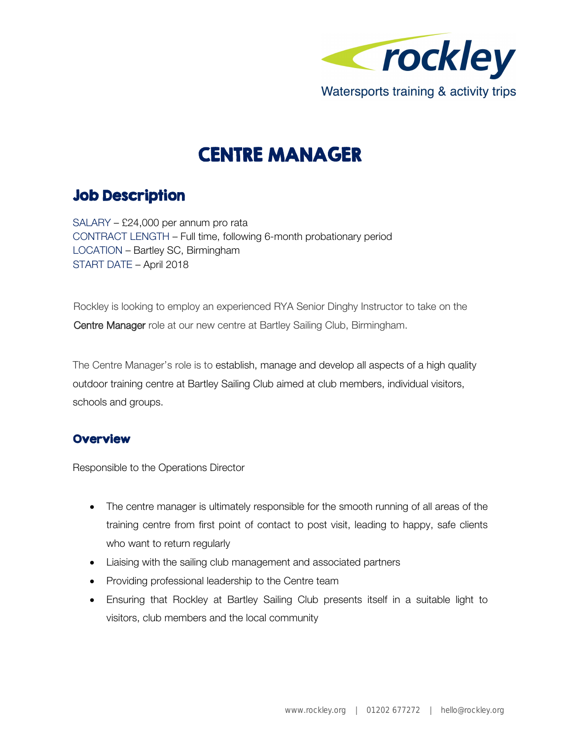rockley

Watersports training & activity trips

# CENTRE MANAGER

## Job Description

SALARY – £24,000 per annum pro rata
CONTRACT LENGTH – Full time, following 6-month probationary period
LOCATION – Bartley SC, Birmingham
START DATE – April 2018

Rockley is looking to employ an experienced RYA Senior Dinghy Instructor to take on the Centre Manager role at our new centre at Bartley Sailing Club, Birmingham.

The Centre Manager's role is to establish, manage and develop all aspects of a high quality outdoor training centre at Bartley Sailing Club aimed at club members, individual visitors, schools and groups.

### Overview

Responsible to the Operations Director

- The centre manager is ultimately responsible for the smooth running of all areas of the training centre from first point of contact to post visit, leading to happy, safe clients who want to return regularly
- Liaising with the sailing club management and associated partners
- Providing professional leadership to the Centre team
- Ensuring that Rockley at Bartley Sailing Club presents itself in a suitable light to visitors, club members and the local community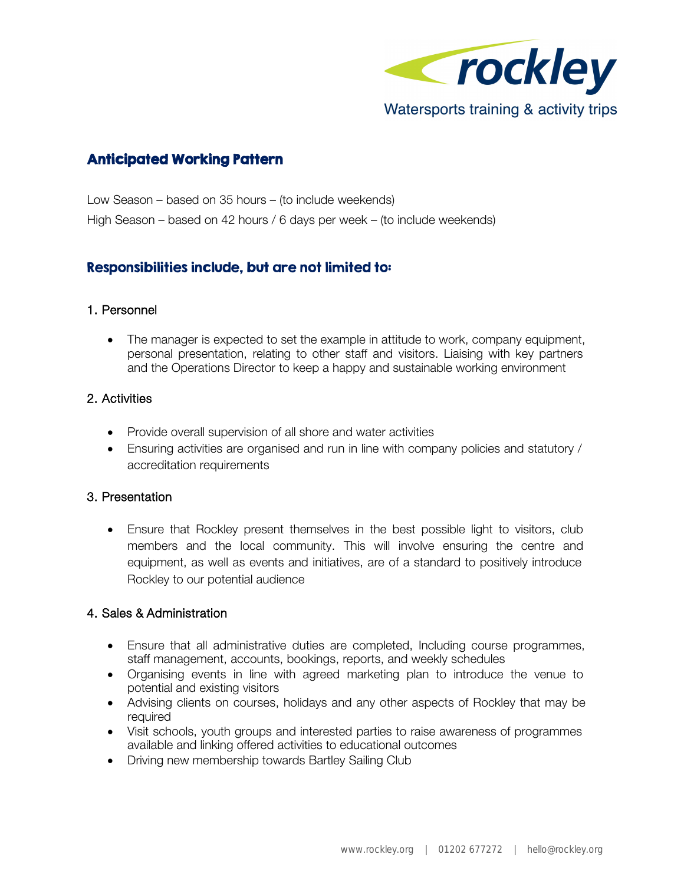## Anticipated Working Pattern

Low Season – based on 35 hours – (to include weekends)

High Season – based on 42 hours / 6 days per week – (to include weekends)

## Responsibilities include, but are not limited to:

### 1. Personnel

- The manager is expected to set the example in attitude to work, company equipment, personal presentation, relating to other staff and visitors. Liaising with key partners and the Operations Director to keep a happy and sustainable working environment

### 2. Activities

- Provide overall supervision of all shore and water activities
- Ensuring activities are organised and run in line with company policies and statutory / accreditation requirements

### 3. Presentation

- Ensure that Rockley present themselves in the best possible light to visitors, club members and the local community. This will involve ensuring the centre and equipment, as well as events and initiatives, are of a standard to positively introduce Rockley to our potential audience

### 4. Sales & Administration

- Ensure that all administrative duties are completed, Including course programmes, staff management, accounts, bookings, reports, and weekly schedules
- Organising events in line with agreed marketing plan to introduce the venue to potential and existing visitors
- Advising clients on courses, holidays and any other aspects of Rockley that may be required
- Visit schools, youth groups and interested parties to raise awareness of programmes available and linking offered activities to educational outcomes
- Driving new membership towards Bartley Sailing Club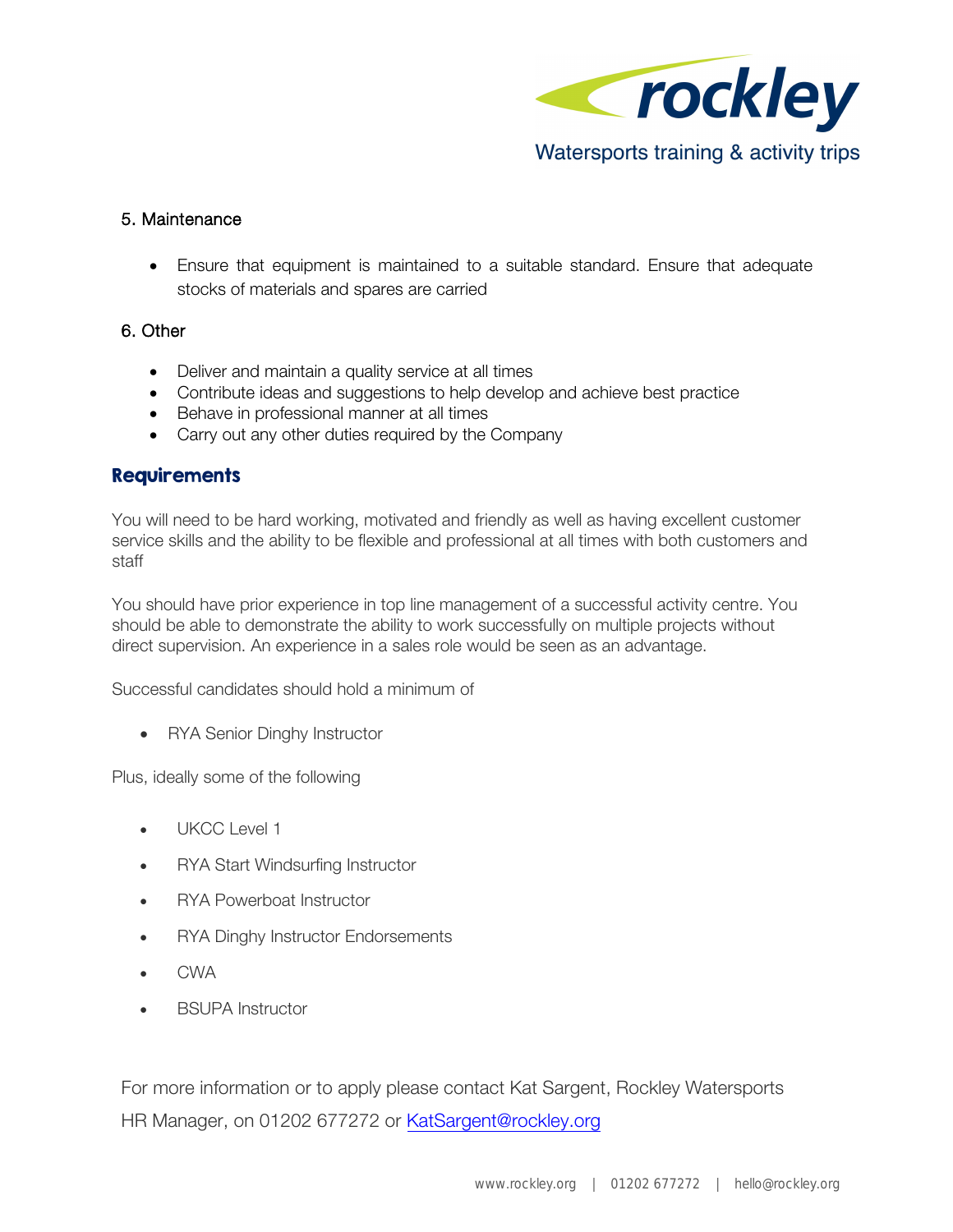5. Maintenance

- Ensure that equipment is maintained to a suitable standard. Ensure that adequate stocks of materials and spares are carried

6. Other

- Deliver and maintain a quality service at all times
- Contribute ideas and suggestions to help develop and achieve best practice
- Behave in professional manner at all times
- Carry out any other duties required by the Company

## Requirements

You will need to be hard working, motivated and friendly as well as having excellent customer service skills and the ability to be flexible and professional at all times with both customers and staff

You should have prior experience in top line management of a successful activity centre. You should be able to demonstrate the ability to work successfully on multiple projects without direct supervision. An experience in a sales role would be seen as an advantage.

Successful candidates should hold a minimum of

- RYA Senior Dinghy Instructor

Plus, ideally some of the following

- UKCC Level 1
- RYA Start Windsurfing Instructor
- RYA Powerboat Instructor
- RYA Dinghy Instructor Endorsements
- CWA
- BSUPA Instructor

For more information or to apply please contact Kat Sargent, Rockley Watersports HR Manager, on 01202 677272 or KatSargent@rockley.org